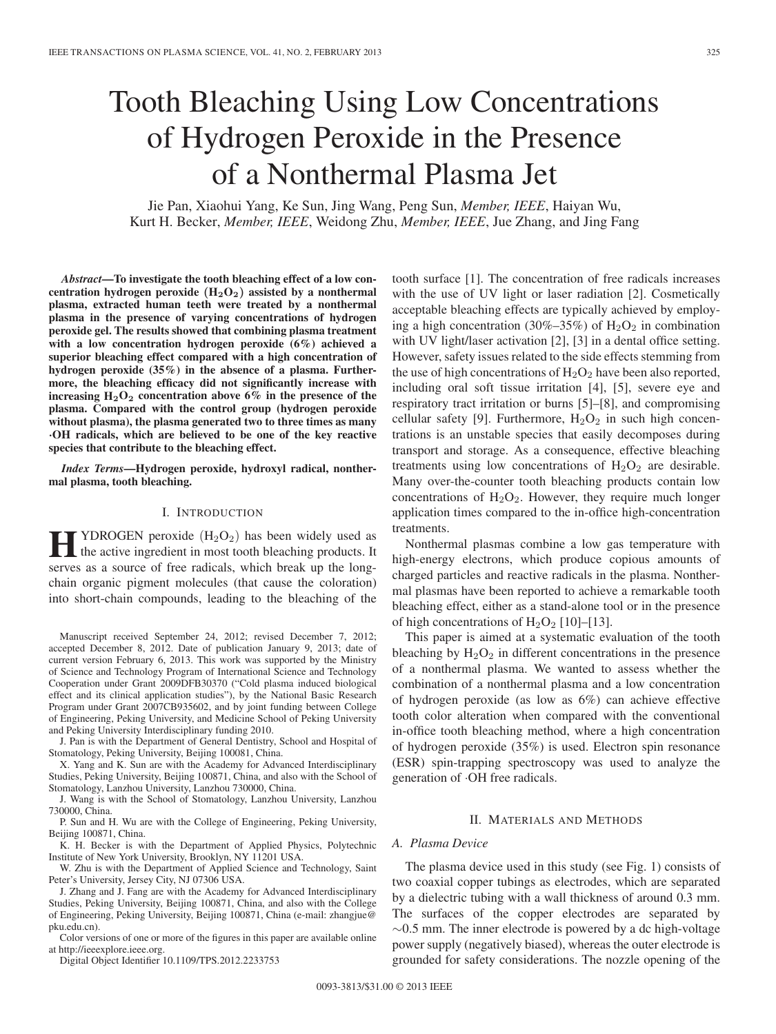# Tooth Bleaching Using Low Concentrations of Hydrogen Peroxide in the Presence of a Nonthermal Plasma Jet

Jie Pan, Xiaohui Yang, Ke Sun, Jing Wang, Peng Sun, *Member, IEEE*, Haiyan Wu, Kurt H. Becker, *Member, IEEE*, Weidong Zhu, *Member, IEEE*, Jue Zhang, and Jing Fang

***Abstract*—To investigate the tooth bleaching effect of a low concentration hydrogen peroxide ($H_2O_2$) assisted by a nonthermal plasma, extracted human teeth were treated by a nonthermal plasma in the presence of varying concentrations of hydrogen peroxide gel. The results showed that combining plasma treatment with a low concentration hydrogen peroxide (6%) achieved a superior bleaching effect compared with a high concentration of hydrogen peroxide (35%) in the absence of a plasma. Furthermore, the bleaching efficacy did not significantly increase with increasing $H_2O_2$ concentration above 6% in the presence of the plasma. Compared with the control group (hydrogen peroxide without plasma), the plasma generated two to three times as many ·OH radicals, which are believed to be one of the key reactive species that contribute to the bleaching effect.**

***Index Terms*—Hydrogen peroxide, hydroxyl radical, nonthermal plasma, tooth bleaching.**

## I. Introduction

Hydrogen peroxide ($H_2O_2$) has been widely used as the active ingredient in most tooth bleaching products. It serves as a source of free radicals, which break up the long-chain organic pigment molecules (that cause the coloration) into short-chain compounds, leading to the bleaching of the tooth surface [1]. The concentration of free radicals increases with the use of UV light or laser radiation [2]. Cosmetically acceptable bleaching effects are typically achieved by employing a high concentration (30%–35%) of $H_2O_2$ in combination with UV light/laser activation [2], [3] in a dental office setting. However, safety issues related to the side effects stemming from the use of high concentrations of $H_2O_2$ have been also reported, including oral soft tissue irritation [4], [5], severe eye and respiratory tract irritation or burns [5]–[8], and compromising cellular safety [9]. Furthermore, $H_2O_2$ in such high concentrations is an unstable species that easily decomposes during transport and storage. As a consequence, effective bleaching treatments using low concentrations of $H_2O_2$ are desirable. Many over-the-counter tooth bleaching products contain low concentrations of $H_2O_2$. However, they require much longer application times compared to the in-office high-concentration treatments.

Nonthermal plasmas combine a low gas temperature with high-energy electrons, which produce copious amounts of charged particles and reactive radicals in the plasma. Nonthermal plasmas have been reported to achieve a remarkable tooth bleaching effect, either as a stand-alone tool or in the presence of high concentrations of $H_2O_2$ [10]–[13].

This paper is aimed at a systematic evaluation of the tooth bleaching by $H_2O_2$ in different concentrations in the presence of a nonthermal plasma. We wanted to assess whether the combination of a nonthermal plasma and a low concentration of hydrogen peroxide (as low as 6%) can achieve effective tooth color alteration when compared with the conventional in-office tooth bleaching method, where a high concentration of hydrogen peroxide (35%) is used. Electron spin resonance (ESR) spin-trapping spectroscopy was used to analyze the generation of ·OH free radicals.

Manuscript received September 24, 2012; revised December 7, 2012; accepted December 8, 2012. Date of publication January 9, 2013; date of current version February 6, 2013. This work was supported by the Ministry of Science and Technology Program of International Science and Technology Cooperation under Grant 2009DFB30370 ("Cold plasma induced biological effect and its clinical application studies"), by the National Basic Research Program under Grant 2007CB935602, and by joint funding between College of Engineering, Peking University, and Medicine School of Peking University and Peking University Interdisciplinary funding 2010.

J. Pan is with the Department of General Dentistry, School and Hospital of Stomatology, Peking University, Beijing 100081, China.

X. Yang and K. Sun are with the Academy for Advanced Interdisciplinary Studies, Peking University, Beijing 100871, China, and also with the School of Stomatology, Lanzhou University, Lanzhou 730000, China.

J. Wang is with the School of Stomatology, Lanzhou University, Lanzhou 730000, China.

P. Sun and H. Wu are with the College of Engineering, Peking University, Beijing 100871, China.

K. H. Becker is with the Department of Applied Physics, Polytechnic Institute of New York University, Brooklyn, NY 11201 USA.

W. Zhu is with the Department of Applied Science and Technology, Saint Peter's University, Jersey City, NJ 07306 USA.

J. Zhang and J. Fang are with the Academy for Advanced Interdisciplinary Studies, Peking University, Beijing 100871, China, and also with the College of Engineering, Peking University, Beijing 100871, China (e-mail: zhangjue@pku.edu.cn).

Color versions of one or more of the figures in this paper are available online at http://ieeexplore.ieee.org.

Digital Object Identifier 10.1109/TPS.2012.2233753

## II. Materials and Methods

### A. Plasma Device

The plasma device used in this study (see Fig. 1) consists of two coaxial copper tubings as electrodes, which are separated by a dielectric tubing with a wall thickness of around 0.3 mm. The surfaces of the copper electrodes are separated by ~0.5 mm. The inner electrode is powered by a dc high-voltage power supply (negatively biased), whereas the outer electrode is grounded for safety considerations. The nozzle opening of the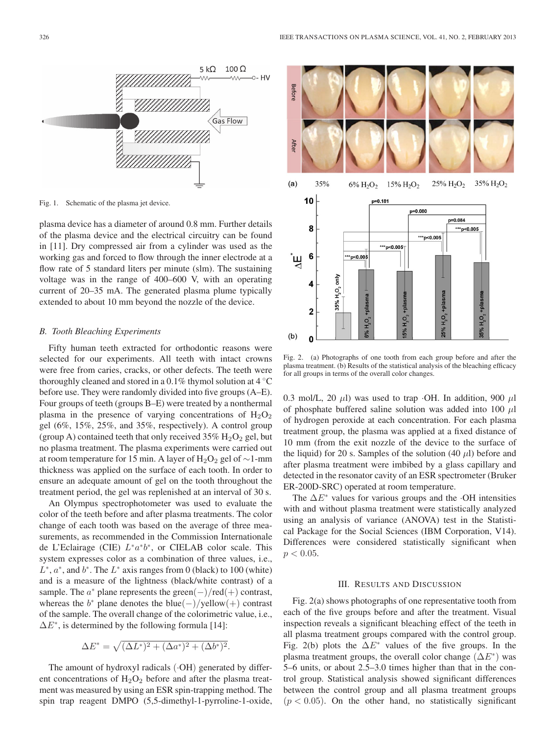Fig. 1. Schematic of the plasma jet device.

plasma device has a diameter of around 0.8 mm. Further details of the plasma device and the electrical circuitry can be found in [11]. Dry compressed air from a cylinder was used as the working gas and forced to flow through the inner electrode at a flow rate of 5 standard liters per minute (slm). The sustaining voltage was in the range of 400–600 V, with an operating current of 20–35 mA. The generated plasma plume typically extended to about 10 mm beyond the nozzle of the device.

### B. Tooth Bleaching Experiments

Fifty human teeth extracted for orthodontic reasons were selected for our experiments. All teeth with intact crowns were free from caries, cracks, or other defects. The teeth were thoroughly cleaned and stored in a 0.1% thymol solution at 4 °C before use. They were randomly divided into five groups (A–E). Four groups of teeth (groups B–E) were treated by a nonthermal plasma in the presence of varying concentrations of $H_2O_2$ gel (6%, 15%, 25%, and 35%, respectively). A control group (group A) contained teeth that only received 35% $H_2O_2$ gel, but no plasma treatment. The plasma experiments were carried out at room temperature for 15 min. A layer of $H_2O_2$ gel of ~1-mm thickness was applied on the surface of each tooth. In order to ensure an adequate amount of gel on the tooth throughout the treatment period, the gel was replenished at an interval of 30 s.

An Olympus spectrophotometer was used to evaluate the color of the teeth before and after plasma treatments. The color change of each tooth was based on the average of three measurements, as recommended in the Commission Internationale de L'Eclairage (CIE) $L^*a^*b^*$, or CIELAB color scale. This system expresses color as a combination of three values, i.e., $L^*$, $a^*$, and $b^*$. The $L^*$ axis ranges from 0 (black) to 100 (white) and is a measure of the lightness (black/white contrast) of a sample. The $a^*$ plane represents the green(−)/red(+) contrast, whereas the $b^*$ plane denotes the blue(−)/yellow(+) contrast of the sample. The overall change of the colorimetric value, i.e., $\Delta E^*$, is determined by the following formula [14]:

$$\Delta E^* = \sqrt{(\Delta L^*)^2 + (\Delta a^*)^2 + (\Delta b^*)^2}.$$

The amount of hydroxyl radicals ($\cdot$OH) generated by different concentrations of $H_2O_2$ before and after the plasma treatment was measured by using an ESR spin-trapping method. The spin trap reagent DMPO (5,5-dimethyl-1-pyrroline-1-oxide, 0.3 mol/L, 20 μl) was used to trap $\cdot$OH. In addition, 900 μl of phosphate buffered saline solution was added into 100 μl of hydrogen peroxide at each concentration. For each plasma treatment group, the plasma was applied at a fixed distance of 10 mm (from the exit nozzle of the device to the surface of the liquid) for 20 s. Samples of the solution (40 μl) before and after plasma treatment were imbibed by a glass capillary and detected in the resonator cavity of an ESR spectrometer (Bruker ER-200D-SRC) operated at room temperature.

The $\Delta E^*$ values for various groups and the $\cdot$OH intensities with and without plasma treatment were statistically analyzed using an analysis of variance (ANOVA) test in the Statistical Package for the Social Sciences (IBM Corporation, V14). Differences were considered statistically significant when $p < 0.05$.

Fig. 2. (a) Photographs of one tooth from each group before and after the plasma treatment. (b) Results of the statistical analysis of the bleaching efficacy for all groups in terms of the overall color changes.

## III. Results and Discussion

Fig. 2(a) shows photographs of one representative tooth from each of the five groups before and after the treatment. Visual inspection reveals a significant bleaching effect of the teeth in all plasma treatment groups compared with the control group. Fig. 2(b) plots the $\Delta E^*$ values of the five groups. In the plasma treatment groups, the overall color change ($\Delta E^*$) was 5–6 units, or about 2.5–3.0 times higher than that in the control group. Statistical analysis showed significant differences between the control group and all plasma treatment groups ($p < 0.05$). On the other hand, no statistically significant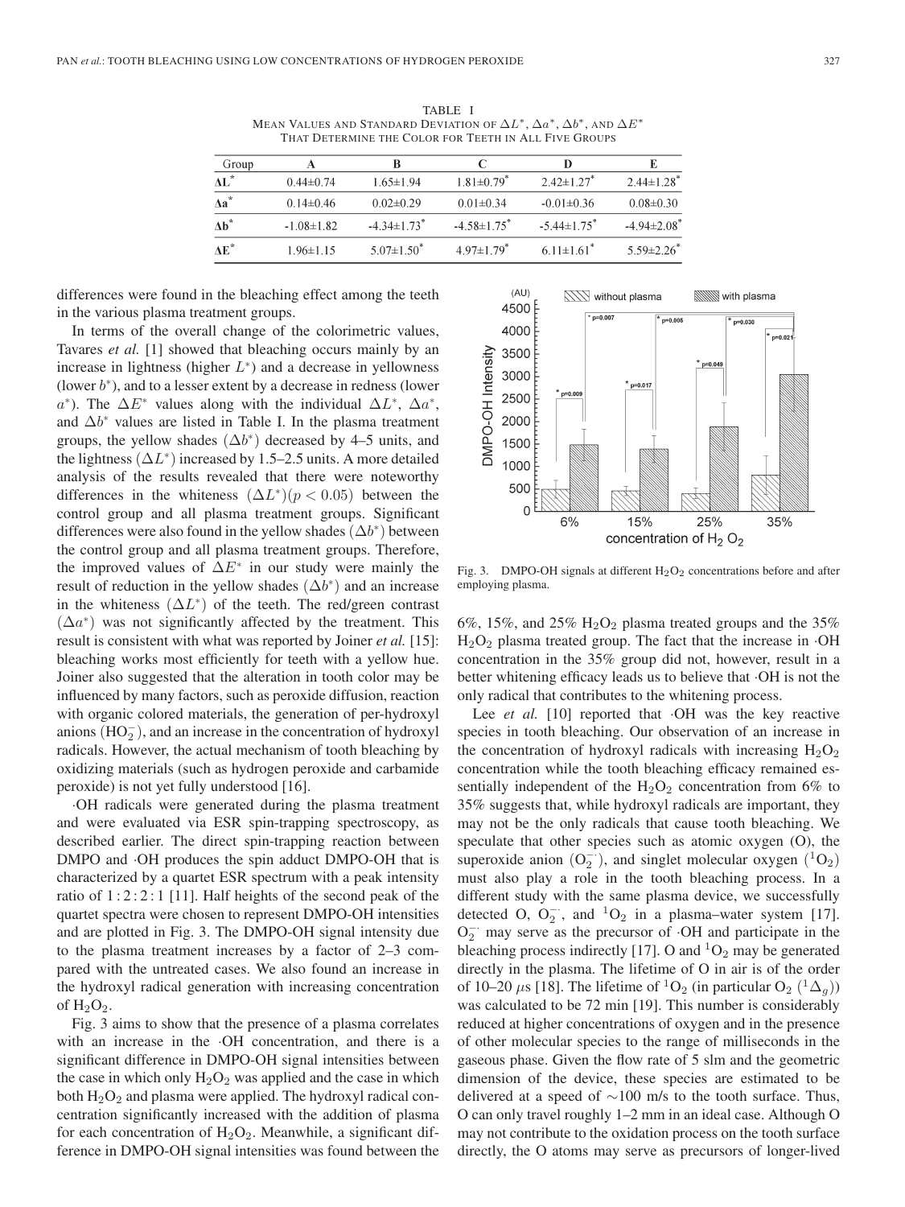TABLE I
MEAN VALUES AND STANDARD DEVIATION OF $\Delta L^*$, $\Delta a^*$, $\Delta b^*$, AND $\Delta E^*$ THAT DETERMINE THE COLOR FOR TEETH IN ALL FIVE GROUPS

| Group | A | B | C | D | E |
|---|---|---|---|---|---|
| $\Delta L^*$ | 0.44±0.74 | 1.65±1.94 | 1.81±0.79* | 2.42±1.27* | 2.44±1.28* |
| $\Delta a^*$ | 0.14±0.46 | 0.02±0.29 | 0.01±0.34 | -0.01±0.36 | 0.08±0.30 |
| $\Delta b^*$ | -1.08±1.82 | -4.34±1.73* | -4.58±1.75* | -5.44±1.75* | -4.94±2.08* |
| $\Delta E^*$ | 1.96±1.15 | 5.07±1.50* | 4.97±1.79* | 6.11±1.61* | 5.59±2.26* |

differences were found in the bleaching effect among the teeth in the various plasma treatment groups.

In terms of the overall change of the colorimetric values, Tavares *et al.* [1] showed that bleaching occurs mainly by an increase in lightness (higher $L^*$) and a decrease in yellowness (lower $b^*$), and to a lesser extent by a decrease in redness (lower $a^*$). The $\Delta E^*$ values along with the individual $\Delta L^*$, $\Delta a^*$, and $\Delta b^*$ values are listed in Table I. In the plasma treatment groups, the yellow shades $(\Delta b^*)$ decreased by 4–5 units, and the lightness $(\Delta L^*)$ increased by 1.5–2.5 units. A more detailed analysis of the results revealed that there were noteworthy differences in the whiteness $(\Delta L^*)(p < 0.05)$ between the control group and all plasma treatment groups. Significant differences were also found in the yellow shades $(\Delta b^*)$ between the control group and all plasma treatment groups. Therefore, the improved values of $\Delta E^*$ in our study were mainly the result of reduction in the yellow shades $(\Delta b^*)$ and an increase in the whiteness $(\Delta L^*)$ of the teeth. The red/green contrast $(\Delta a^*)$ was not significantly affected by the treatment. This result is consistent with what was reported by Joiner *et al.* [15]: bleaching works most efficiently for teeth with a yellow hue. Joiner also suggested that the alteration in tooth color may be influenced by many factors, such as peroxide diffusion, reaction with organic colored materials, the generation of per-hydroxyl anions $(HO_2^-)$, and an increase in the concentration of hydroxyl radicals. However, the actual mechanism of tooth bleaching by oxidizing materials (such as hydrogen peroxide and carbamide peroxide) is not yet fully understood [16].

·OH radicals were generated during the plasma treatment and were evaluated via ESR spin-trapping spectroscopy, as described earlier. The direct spin-trapping reaction between DMPO and ·OH produces the spin adduct DMPO-OH that is characterized by a quartet ESR spectrum with a peak intensity ratio of $1:2:2:1$ [11]. Half heights of the second peak of the quartet spectra were chosen to represent DMPO-OH intensities and are plotted in Fig. 3. The DMPO-OH signal intensity due to the plasma treatment increases by a factor of 2–3 compared with the untreated cases. We also found an increase in the hydroxyl radical generation with increasing concentration of $H_2O_2$.

Fig. 3 aims to show that the presence of a plasma correlates with an increase in the ·OH concentration, and there is a significant difference in DMPO-OH signal intensities between the case in which only $H_2O_2$ was applied and the case in which both $H_2O_2$ and plasma were applied. The hydroxyl radical concentration significantly increased with the addition of plasma for each concentration of $H_2O_2$. Meanwhile, a significant difference in DMPO-OH signal intensities was found between the 6%, 15%, and 25% $H_2O_2$ plasma treated groups and the 35% $H_2O_2$ plasma treated group. The fact that the increase in ·OH concentration in the 35% group did not, however, result in a better whitening efficacy leads us to believe that ·OH is not the only radical that contributes to the whitening process.

Fig. 3. DMPO-OH signals at different $H_2O_2$ concentrations before and after employing plasma.

Lee *et al.* [10] reported that ·OH was the key reactive species in tooth bleaching. Our observation of an increase in the concentration of hydroxyl radicals with increasing $H_2O_2$ concentration while the tooth bleaching efficacy remained essentially independent of the $H_2O_2$ concentration from 6% to 35% suggests that, while hydroxyl radicals are important, they may not be the only radicals that cause tooth bleaching. We speculate that other species such as atomic oxygen (O), the superoxide anion $(O_2^{\cdot-})$, and singlet molecular oxygen $(^1O_2)$ must also play a role in the tooth bleaching process. In a different study with the same plasma device, we successfully detected O, $O_2^{\cdot-}$, and $^1O_2$ in a plasma–water system [17]. $O_2^{\cdot-}$ may serve as the precursor of ·OH and participate in the bleaching process indirectly [17]. O and $^1O_2$ may be generated directly in the plasma. The lifetime of O in air is of the order of 10–20 $\mu$s [18]. The lifetime of $^1O_2$ (in particular $O_2$ $(^1\Delta_g)$) was calculated to be 72 min [19]. This number is considerably reduced at higher concentrations of oxygen and in the presence of other molecular species to the range of milliseconds in the gaseous phase. Given the flow rate of 5 slm and the geometric dimension of the device, these species are estimated to be delivered at a speed of ~100 m/s to the tooth surface. Thus, O can only travel roughly 1–2 mm in an ideal case. Although O may not contribute to the oxidation process on the tooth surface directly, the O atoms may serve as precursors of longer-lived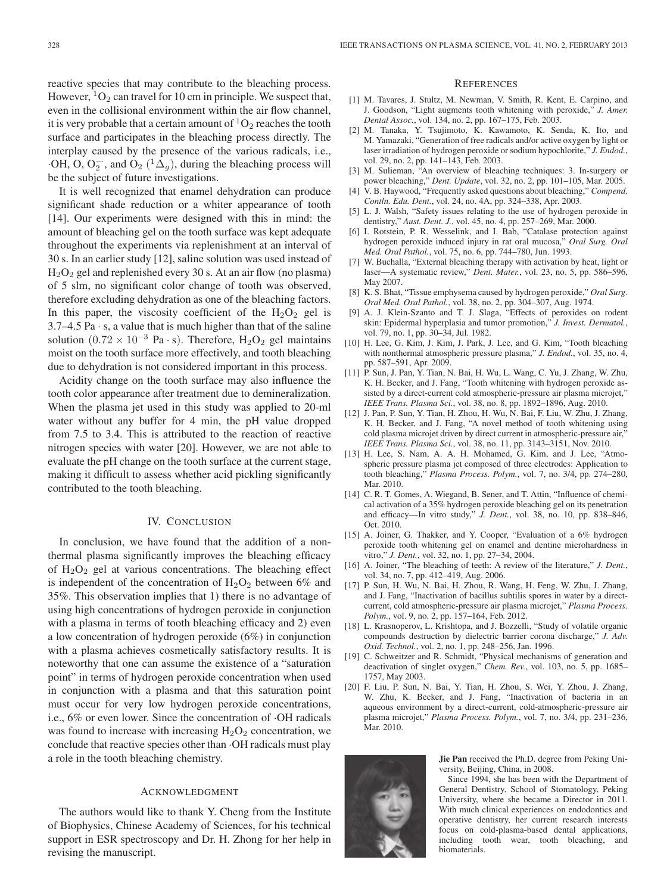reactive species that may contribute to the bleaching process. However, $^1O_2$ can travel for 10 cm in principle. We suspect that, even in the collisional environment within the air flow channel, it is very probable that a certain amount of $^1O_2$ reaches the tooth surface and participates in the bleaching process directly. The interplay caused by the presence of the various radicals, i.e., $\cdot$OH, O, $O_2^{\cdot-}$, and $O_2$ ($^1\Delta_g$), during the bleaching process will be the subject of future investigations.

It is well recognized that enamel dehydration can produce significant shade reduction or a whiter appearance of tooth [14]. Our experiments were designed with this in mind: the amount of bleaching gel on the tooth surface was kept adequate throughout the experiments via replenishment at an interval of 30 s. In an earlier study [12], saline solution was used instead of $H_2O_2$ gel and replenished every 30 s. At an air flow (no plasma) of 5 slm, no significant color change of tooth was observed, therefore excluding dehydration as one of the bleaching factors. In this paper, the viscosity coefficient of the $H_2O_2$ gel is 3.7–4.5 Pa · s, a value that is much higher than that of the saline solution $(0.72 \times 10^{-3}$ Pa · s). Therefore, $H_2O_2$ gel maintains moist on the tooth surface more effectively, and tooth bleaching due to dehydration is not considered important in this process.

Acidity change on the tooth surface may also influence the tooth color appearance after treatment due to demineralization. When the plasma jet used in this study was applied to 20-ml water without any buffer for 4 min, the pH value dropped from 7.5 to 3.4. This is attributed to the reaction of reactive nitrogen species with water [20]. However, we are not able to evaluate the pH change on the tooth surface at the current stage, making it difficult to assess whether acid pickling significantly contributed to the tooth bleaching.

## IV. Conclusion

In conclusion, we have found that the addition of a nonthermal plasma significantly improves the bleaching efficacy of $H_2O_2$ gel at various concentrations. The bleaching effect is independent of the concentration of $H_2O_2$ between 6% and 35%. This observation implies that 1) there is no advantage of using high concentrations of hydrogen peroxide in conjunction with a plasma in terms of tooth bleaching efficacy and 2) even a low concentration of hydrogen peroxide (6%) in conjunction with a plasma achieves cosmetically satisfactory results. It is noteworthy that one can assume the existence of a "saturation point" in terms of hydrogen peroxide concentration when used in conjunction with a plasma and that this saturation point must occur for very low hydrogen peroxide concentrations, i.e., 6% or even lower. Since the concentration of $\cdot$OH radicals was found to increase with increasing $H_2O_2$ concentration, we conclude that reactive species other than $\cdot$OH radicals must play a role in the tooth bleaching chemistry.

## Acknowledgment

The authors would like to thank Y. Cheng from the Institute of Biophysics, Chinese Academy of Sciences, for his technical support in ESR spectroscopy and Dr. H. Zhong for her help in revising the manuscript.

## References

[1] M. Tavares, J. Stultz, M. Newman, V. Smith, R. Kent, E. Carpino, and J. Goodson, "Light augments tooth whitening with peroxide," *J. Amer. Dental Assoc.*, vol. 134, no. 2, pp. 167–175, Feb. 2003.

[2] M. Tanaka, Y. Tsujimoto, K. Kawamoto, K. Senda, K. Ito, and M. Yamazaki, "Generation of free radicals and/or active oxygen by light or laser irradiation of hydrogen peroxide or sodium hypochlorite," *J. Endod.*, vol. 29, no. 2, pp. 141–143, Feb. 2003.

[3] M. Sulieman, "An overview of bleaching techniques: 3. In-surgery or power bleaching," *Dent. Update*, vol. 32, no. 2, pp. 101–105, Mar. 2005.

[4] V. B. Haywood, "Frequently asked questions about bleaching," *Compend. Contln. Edu. Dent.*, vol. 24, no. 4A, pp. 324–338, Apr. 2003.

[5] L. J. Walsh, "Safety issues relating to the use of hydrogen peroxide in dentistry," *Aust. Dent. J.*, vol. 45, no. 4, pp. 257–269, Mar. 2000.

[6] I. Rotstein, P. R. Wesselink, and I. Bab, "Catalase protection against hydrogen peroxide induced injury in rat oral mucosa," *Oral Surg. Oral Med. Oral Pathol.*, vol. 75, no. 6, pp. 744–780, Jun. 1993.

[7] W. Buchalla, "External bleaching therapy with activation by heat, light or laser—A systematic review," *Dent. Mater.*, vol. 23, no. 5, pp. 586–596, May 2007.

[8] K. S. Bhat, "Tissue emphysema caused by hydrogen peroxide," *Oral Surg. Oral Med. Oral Pathol.*, vol. 38, no. 2, pp. 304–307, Aug. 1974.

[9] A. J. Klein-Szanto and T. J. Slaga, "Effects of peroxides on rodent skin: Epidermal hyperplasia and tumor promotion," *J. Invest. Dermatol.*, vol. 79, no. 1, pp. 30–34, Jul. 1982.

[10] H. Lee, G. Kim, J. Kim, J. Park, J. Lee, and G. Kim, "Tooth bleaching with nonthermal atmospheric pressure plasma," *J. Endod.*, vol. 35, no. 4, pp. 587–591, Apr. 2009.

[11] P. Sun, J. Pan, Y. Tian, N. Bai, H. Wu, L. Wang, C. Yu, J. Zhang, W. Zhu, K. H. Becker, and J. Fang, "Tooth whitening with hydrogen peroxide assisted by a direct-current cold atmospheric-pressure air plasma microjet," *IEEE Trans. Plasma Sci.*, vol. 38, no. 8, pp. 1892–1896, Aug. 2010.

[12] J. Pan, P. Sun, Y. Tian, H. Zhou, H. Wu, N. Bai, F. Liu, W. Zhu, J. Zhang, K. H. Becker, and J. Fang, "A novel method of tooth whitening using cold plasma microjet driven by direct current in atmospheric-pressure air," *IEEE Trans. Plasma Sci.*, vol. 38, no. 11, pp. 3143–3151, Nov. 2010.

[13] H. Lee, S. Nam, A. A. H. Mohamed, G. Kim, and J. Lee, "Atmospheric pressure plasma jet composed of three electrodes: Application to tooth bleaching," *Plasma Process. Polym.*, vol. 7, no. 3/4, pp. 274–280, Mar. 2010.

[14] C. R. T. Gomes, A. Wiegand, B. Sener, and T. Attin, "Influence of chemical activation of a 35% hydrogen peroxide bleaching gel on its penetration and efficacy—In vitro study," *J. Dent.*, vol. 38, no. 10, pp. 838–846, Oct. 2010.

[15] A. Joiner, G. Thakker, and Y. Cooper, "Evaluation of a 6% hydrogen peroxide tooth whitening gel on enamel and dentine microhardness in vitro," *J. Dent.*, vol. 32, no. 1, pp. 27–34, 2004.

[16] A. Joiner, "The bleaching of teeth: A review of the literature," *J. Dent.*, vol. 34, no. 7, pp. 412–419, Aug. 2006.

[17] P. Sun, H. Wu, N. Bai, H. Zhou, R. Wang, H. Feng, W. Zhu, J. Zhang, and J. Fang, "Inactivation of bacillus subtilis spores in water by a direct-current, cold atmospheric-pressure air plasma microjet," *Plasma Process. Polym.*, vol. 9, no. 2, pp. 157–164, Feb. 2012.

[18] L. Krasnoperov, L. Krishtopa, and J. Bozzelli, "Study of volatile organic compounds destruction by dielectric barrier corona discharge," *J. Adv. Oxid. Technol.*, vol. 2, no. 1, pp. 248–256, Jan. 1996.

[19] C. Schweitzer and R. Schmidt, "Physical mechanisms of generation and deactivation of singlet oxygen," *Chem. Rev.*, vol. 103, no. 5, pp. 1685–1757, May 2003.

[20] F. Liu, P. Sun, N. Bai, Y. Tian, H. Zhou, S. Wei, Y. Zhou, J. Zhang, W. Zhu, K. Becker, and J. Fang, "Inactivation of bacteria in an aqueous environment by a direct-current, cold-atmospheric-pressure air plasma microjet," *Plasma Process. Polym.*, vol. 7, no. 3/4, pp. 231–236, Mar. 2010.

**Jie Pan** received the Ph.D. degree from Peking University, Beijing, China, in 2008.

Since 1994, she has been with the Department of General Dentistry, School of Stomatology, Peking University, where she became a Director in 2011. With much clinical experiences on endodontics and operative dentistry, her current research interests focus on cold-plasma-based dental applications, including tooth wear, tooth bleaching, and biomaterials.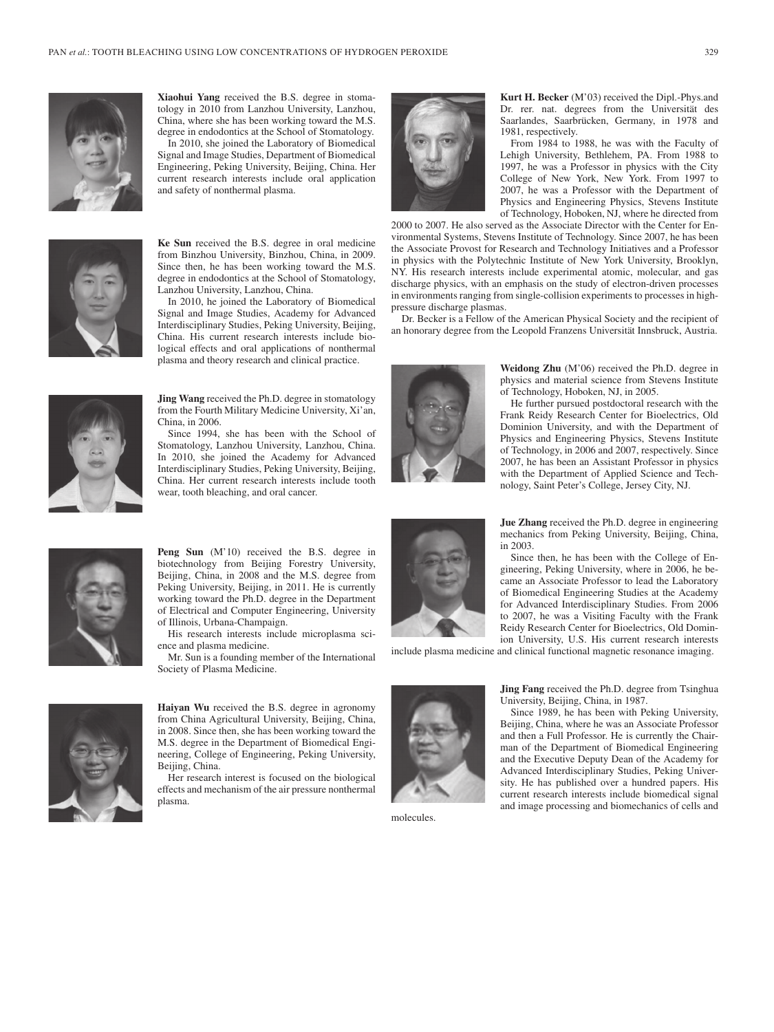**Xiaohui Yang** received the B.S. degree in stomatology in 2010 from Lanzhou University, Lanzhou, China, where she has been working toward the M.S. degree in endodontics at the School of Stomatology.

In 2010, she joined the Laboratory of Biomedical Signal and Image Studies, Department of Biomedical Engineering, Peking University, Beijing, China. Her current research interests include oral application and safety of nonthermal plasma.

**Ke Sun** received the B.S. degree in oral medicine from Binzhou University, Binzhou, China, in 2009. Since then, he has been working toward the M.S. degree in endodontics at the School of Stomatology, Lanzhou University, Lanzhou, China.

In 2010, he joined the Laboratory of Biomedical Signal and Image Studies, Academy for Advanced Interdisciplinary Studies, Peking University, Beijing, China. His current research interests include biological effects and oral applications of nonthermal plasma and theory research and clinical practice.

**Jing Wang** received the Ph.D. degree in stomatology from the Fourth Military Medicine University, Xi'an, China, in 2006.

Since 1994, she has been with the School of Stomatology, Lanzhou University, Lanzhou, China. In 2010, she joined the Academy for Advanced Interdisciplinary Studies, Peking University, Beijing, China. Her current research interests include tooth wear, tooth bleaching, and oral cancer.

**Peng Sun** (M'10) received the B.S. degree in biotechnology from Beijing Forestry University, Beijing, China, in 2008 and the M.S. degree from Peking University, Beijing, in 2011. He is currently working toward the Ph.D. degree in the Department of Electrical and Computer Engineering, University of Illinois, Urbana-Champaign.

His research interests include microplasma science and plasma medicine.

Mr. Sun is a founding member of the International Society of Plasma Medicine.

**Haiyan Wu** received the B.S. degree in agronomy from China Agricultural University, Beijing, China, in 2008. Since then, she has been working toward the M.S. degree in the Department of Biomedical Engineering, College of Engineering, Peking University, Beijing, China.

Her research interest is focused on the biological effects and mechanism of the air pressure nonthermal plasma.

**Kurt H. Becker** (M'03) received the Dipl.-Phys.and Dr. rer. nat. degrees from the Universität des Saarlandes, Saarbrücken, Germany, in 1978 and 1981, respectively.

From 1984 to 1988, he was with the Faculty of Lehigh University, Bethlehem, PA. From 1988 to 1997, he was a Professor in physics with the City College of New York, New York. From 1997 to 2007, he was a Professor with the Department of Physics and Engineering Physics, Stevens Institute of Technology, Hoboken, NJ, where he directed from 2000 to 2007. He also served as the Associate Director with the Center for Environmental Systems, Stevens Institute of Technology. Since 2007, he has been the Associate Provost for Research and Technology Initiatives and a Professor in physics with the Polytechnic Institute of New York University, Brooklyn, NY. His research interests include experimental atomic, molecular, and gas discharge physics, with an emphasis on the study of electron-driven processes in environments ranging from single-collision experiments to processes in high-pressure discharge plasmas.

Dr. Becker is a Fellow of the American Physical Society and the recipient of an honorary degree from the Leopold Franzens Universität Innsbruck, Austria.

**Weidong Zhu** (M'06) received the Ph.D. degree in physics and material science from Stevens Institute of Technology, Hoboken, NJ, in 2005.

He further pursued postdoctoral research with the Frank Reidy Research Center for Bioelectrics, Old Dominion University, and with the Department of Physics and Engineering Physics, Stevens Institute of Technology, in 2006 and 2007, respectively. Since 2007, he has been an Assistant Professor in physics with the Department of Applied Science and Technology, Saint Peter's College, Jersey City, NJ.

**Jue Zhang** received the Ph.D. degree in engineering mechanics from Peking University, Beijing, China, in 2003.

Since then, he has been with the College of Engineering, Peking University, where in 2006, he became an Associate Professor to lead the Laboratory of Biomedical Engineering Studies at the Academy for Advanced Interdisciplinary Studies. From 2006 to 2007, he was a Visiting Faculty with the Frank Reidy Research Center for Bioelectrics, Old Dominion University, U.S. His current research interests include plasma medicine and clinical functional magnetic resonance imaging.

**Jing Fang** received the Ph.D. degree from Tsinghua University, Beijing, China, in 1987.

Since 1989, he has been with Peking University, Beijing, China, where he was an Associate Professor and then a Full Professor. He is currently the Chairman of the Department of Biomedical Engineering and the Executive Deputy Dean of the Academy for Advanced Interdisciplinary Studies, Peking University. He has published over a hundred papers. His current research interests include biomedical signal and image processing and biomechanics of cells and molecules.